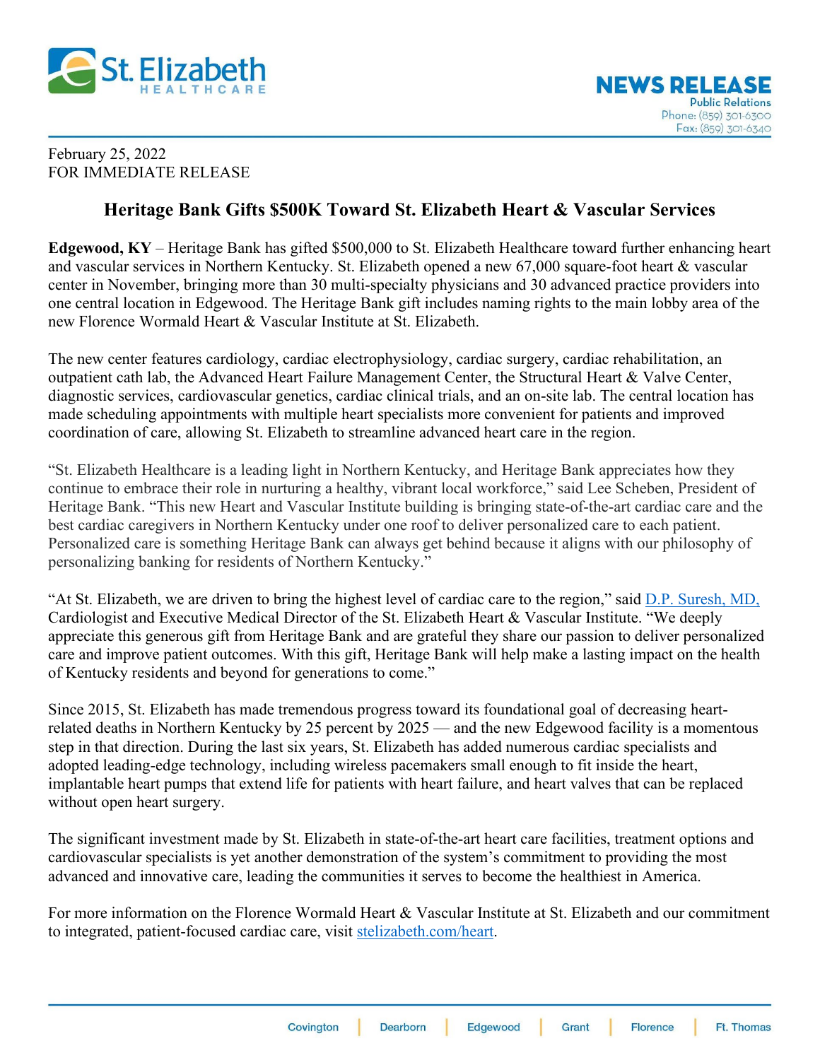St. Elizabeth HEALTHCARE

**NEWS RELEASE**
Public Relations
Phone: (859) 301-6300
Fax: (859) 301-6340

February 25, 2022
FOR IMMEDIATE RELEASE

## Heritage Bank Gifts $500K Toward St. Elizabeth Heart & Vascular Services

**Edgewood, KY** – Heritage Bank has gifted $500,000 to St. Elizabeth Healthcare toward further enhancing heart and vascular services in Northern Kentucky. St. Elizabeth opened a new 67,000 square-foot heart & vascular center in November, bringing more than 30 multi-specialty physicians and 30 advanced practice providers into one central location in Edgewood. The Heritage Bank gift includes naming rights to the main lobby area of the new Florence Wormald Heart & Vascular Institute at St. Elizabeth.

The new center features cardiology, cardiac electrophysiology, cardiac surgery, cardiac rehabilitation, an outpatient cath lab, the Advanced Heart Failure Management Center, the Structural Heart & Valve Center, diagnostic services, cardiovascular genetics, cardiac clinical trials, and an on-site lab. The central location has made scheduling appointments with multiple heart specialists more convenient for patients and improved coordination of care, allowing St. Elizabeth to streamline advanced heart care in the region.

"St. Elizabeth Healthcare is a leading light in Northern Kentucky, and Heritage Bank appreciates how they continue to embrace their role in nurturing a healthy, vibrant local workforce," said Lee Scheben, President of Heritage Bank. "This new Heart and Vascular Institute building is bringing state-of-the-art cardiac care and the best cardiac caregivers in Northern Kentucky under one roof to deliver personalized care to each patient. Personalized care is something Heritage Bank can always get behind because it aligns with our philosophy of personalizing banking for residents of Northern Kentucky."

"At St. Elizabeth, we are driven to bring the highest level of cardiac care to the region," said D.P. Suresh, MD, Cardiologist and Executive Medical Director of the St. Elizabeth Heart & Vascular Institute. "We deeply appreciate this generous gift from Heritage Bank and are grateful they share our passion to deliver personalized care and improve patient outcomes. With this gift, Heritage Bank will help make a lasting impact on the health of Kentucky residents and beyond for generations to come."

Since 2015, St. Elizabeth has made tremendous progress toward its foundational goal of decreasing heart-related deaths in Northern Kentucky by 25 percent by 2025 — and the new Edgewood facility is a momentous step in that direction. During the last six years, St. Elizabeth has added numerous cardiac specialists and adopted leading-edge technology, including wireless pacemakers small enough to fit inside the heart, implantable heart pumps that extend life for patients with heart failure, and heart valves that can be replaced without open heart surgery.

The significant investment made by St. Elizabeth in state-of-the-art heart care facilities, treatment options and cardiovascular specialists is yet another demonstration of the system's commitment to providing the most advanced and innovative care, leading the communities it serves to become the healthiest in America.

For more information on the Florence Wormald Heart & Vascular Institute at St. Elizabeth and our commitment to integrated, patient-focused cardiac care, visit stelizabeth.com/heart.

Covington | Dearborn | Edgewood | Grant | Florence | Ft. Thomas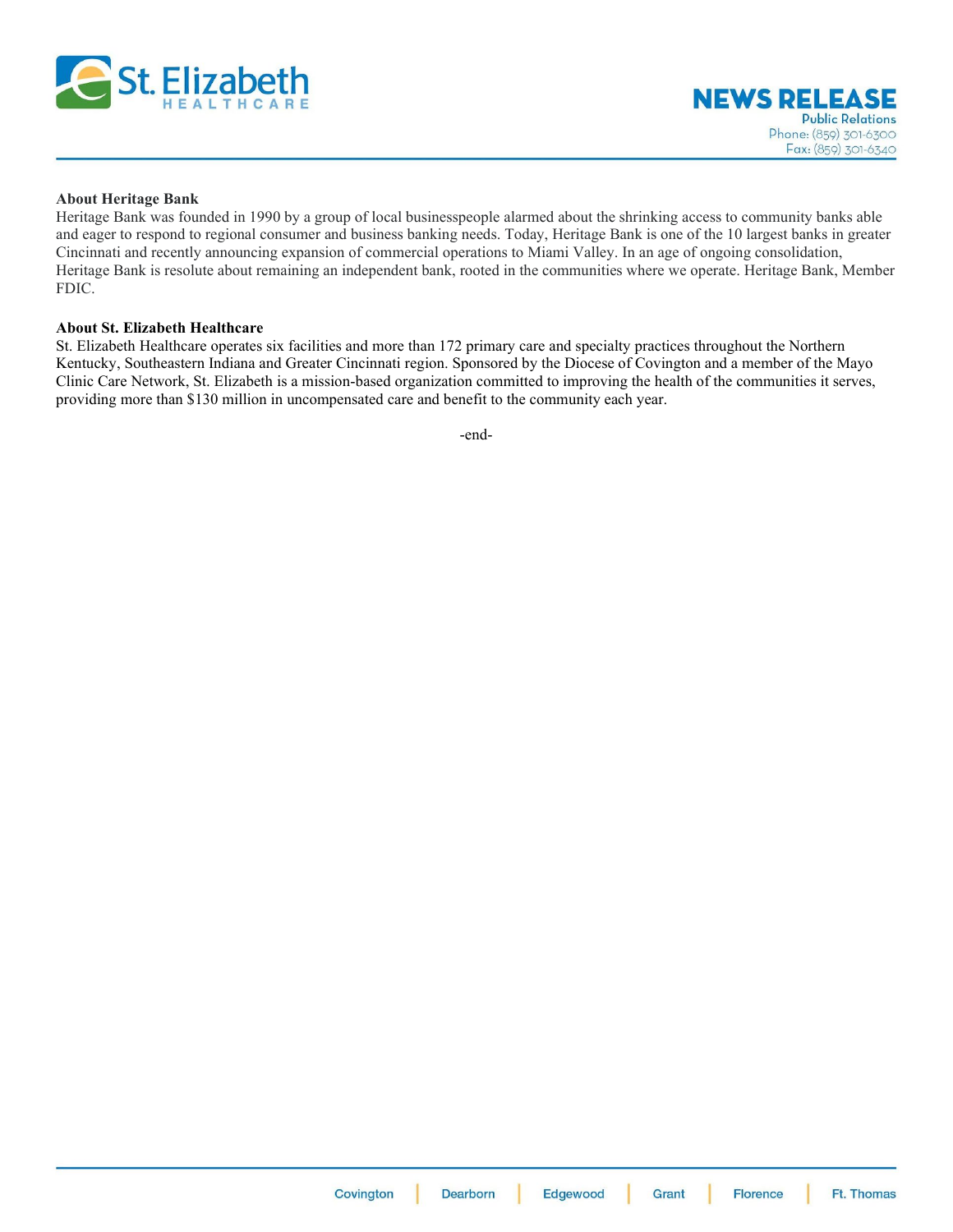**About Heritage Bank**

Heritage Bank was founded in 1990 by a group of local businesspeople alarmed about the shrinking access to community banks able and eager to respond to regional consumer and business banking needs. Today, Heritage Bank is one of the 10 largest banks in greater Cincinnati and recently announcing expansion of commercial operations to Miami Valley. In an age of ongoing consolidation, Heritage Bank is resolute about remaining an independent bank, rooted in the communities where we operate. Heritage Bank, Member FDIC.

**About St. Elizabeth Healthcare**

St. Elizabeth Healthcare operates six facilities and more than 172 primary care and specialty practices throughout the Northern Kentucky, Southeastern Indiana and Greater Cincinnati region. Sponsored by the Diocese of Covington and a member of the Mayo Clinic Care Network, St. Elizabeth is a mission-based organization committed to improving the health of the communities it serves, providing more than $130 million in uncompensated care and benefit to the community each year.

-end-